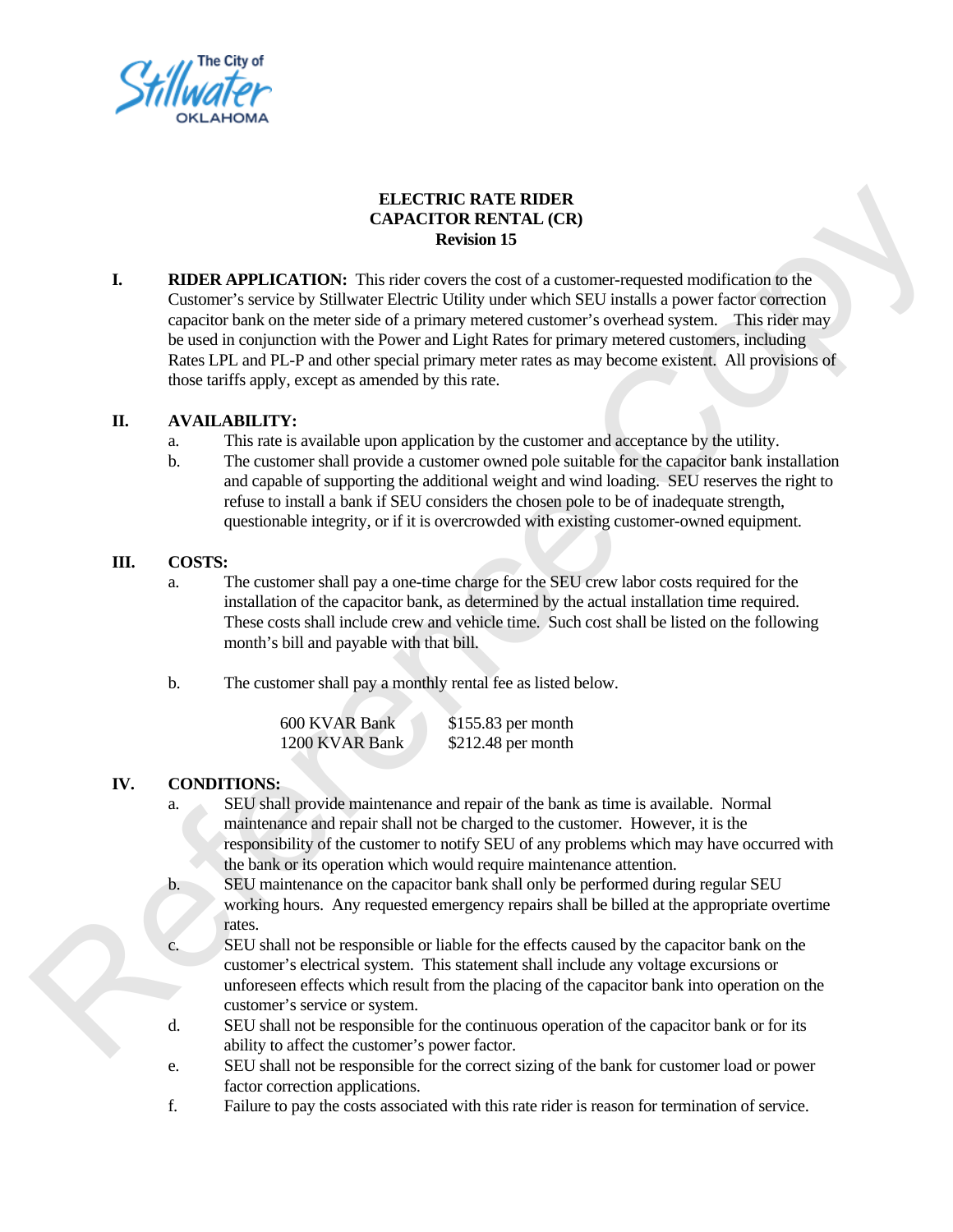# ELECTRIC RATE RIDER
# CAPACITOR RENTAL (CR)
## Revision 15

**I. RIDER APPLICATION:** This rider covers the cost of a customer-requested modification to the Customer's service by Stillwater Electric Utility under which SEU installs a power factor correction capacitor bank on the meter side of a primary metered customer's overhead system. This rider may be used in conjunction with the Power and Light Rates for primary metered customers, including Rates LPL and PL-P and other special primary meter rates as may become existent. All provisions of those tariffs apply, except as amended by this rate.

**II. AVAILABILITY:**

a. This rate is available upon application by the customer and acceptance by the utility.

b. The customer shall provide a customer owned pole suitable for the capacitor bank installation and capable of supporting the additional weight and wind loading. SEU reserves the right to refuse to install a bank if SEU considers the chosen pole to be of inadequate strength, questionable integrity, or if it is overcrowded with existing customer-owned equipment.

**III. COSTS:**

a. The customer shall pay a one-time charge for the SEU crew labor costs required for the installation of the capacitor bank, as determined by the actual installation time required. These costs shall include crew and vehicle time. Such cost shall be listed on the following month's bill and payable with that bill.

b. The customer shall pay a monthly rental fee as listed below.

| | |
|---|---|
| 600 KVAR Bank | $155.83 per month |
| 1200 KVAR Bank | $212.48 per month |

**IV. CONDITIONS:**

a. SEU shall provide maintenance and repair of the bank as time is available. Normal maintenance and repair shall not be charged to the customer. However, it is the responsibility of the customer to notify SEU of any problems which may have occurred with the bank or its operation which would require maintenance attention.

b. SEU maintenance on the capacitor bank shall only be performed during regular SEU working hours. Any requested emergency repairs shall be billed at the appropriate overtime rates.

c. SEU shall not be responsible or liable for the effects caused by the capacitor bank on the customer's electrical system. This statement shall include any voltage excursions or unforeseen effects which result from the placing of the capacitor bank into operation on the customer's service or system.

d. SEU shall not be responsible for the continuous operation of the capacitor bank or for its ability to affect the customer's power factor.

e. SEU shall not be responsible for the correct sizing of the bank for customer load or power factor correction applications.

f. Failure to pay the costs associated with this rate rider is reason for termination of service.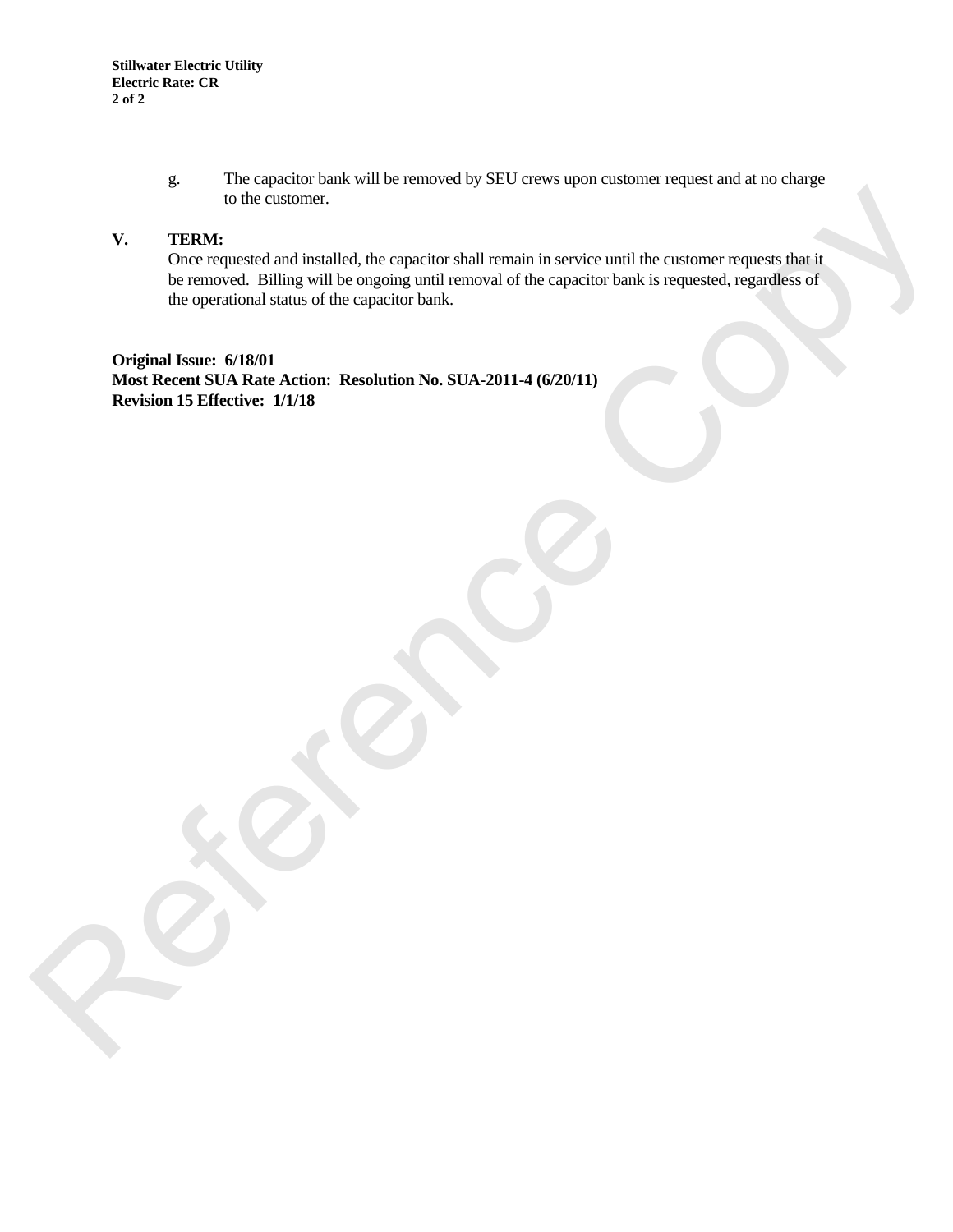g. The capacitor bank will be removed by SEU crews upon customer request and at no charge to the customer.

## V. TERM:

Once requested and installed, the capacitor shall remain in service until the customer requests that it be removed. Billing will be ongoing until removal of the capacitor bank is requested, regardless of the operational status of the capacitor bank.

**Original Issue: 6/18/01**
**Most Recent SUA Rate Action: Resolution No. SUA-2011-4 (6/20/11)**
**Revision 15 Effective: 1/1/18**